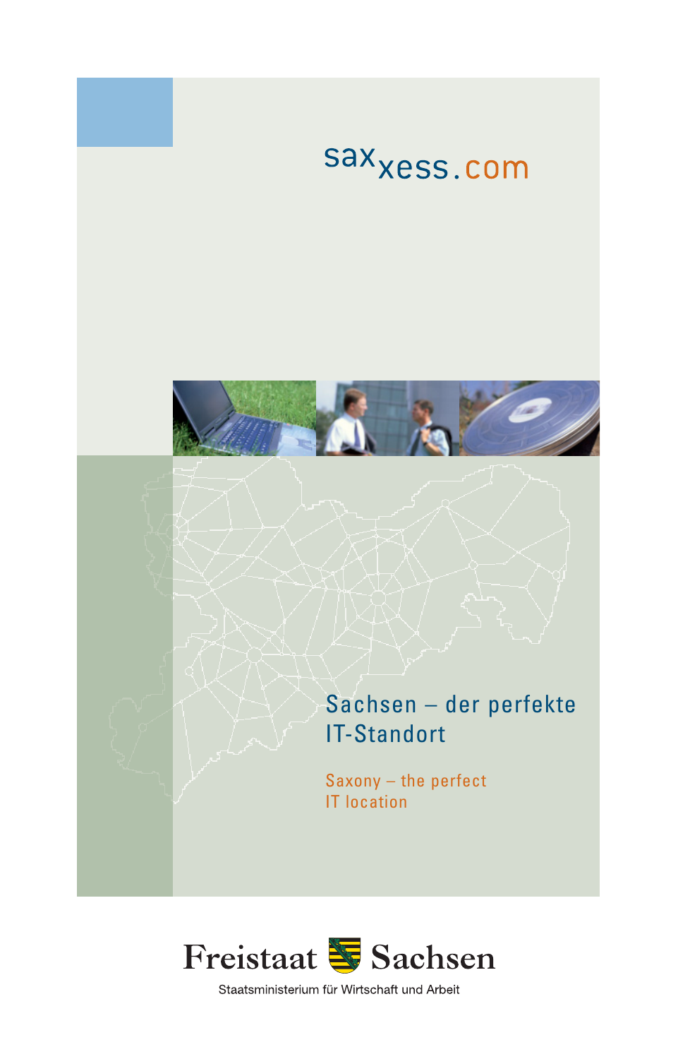saxxess.com

# Sachsen – der perfekte IT-Standort

## Saxony – the perfect IT location

Freistaat Sachsen

Staatsministerium für Wirtschaft und Arbeit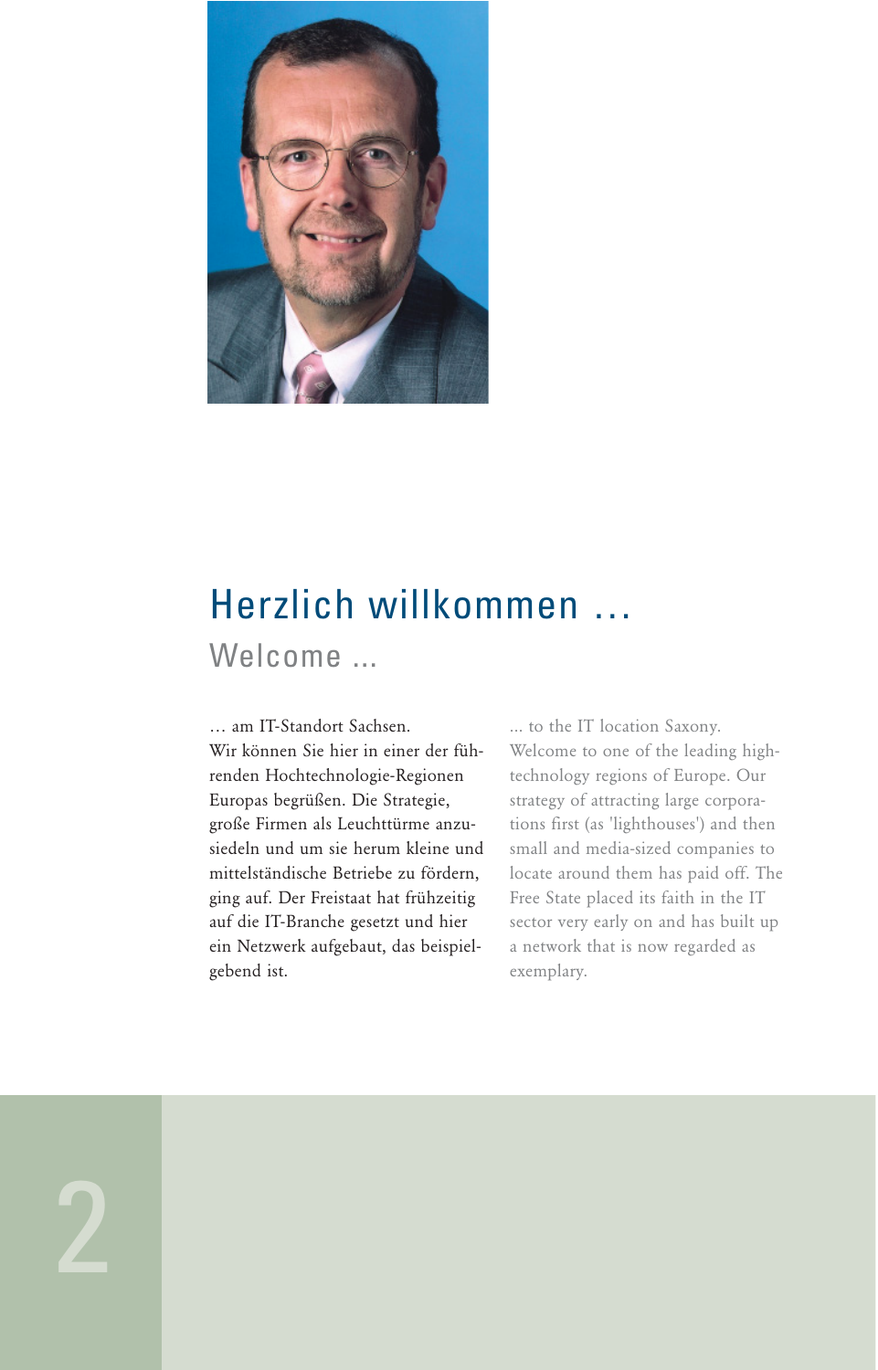# Herzlich willkommen ...

## Welcome ...

… am IT-Standort Sachsen.
Wir können Sie hier in einer der führenden Hochtechnologie-Regionen Europas begrüßen. Die Strategie, große Firmen als Leuchttürme anzusiedeln und um sie herum kleine und mittelständische Betriebe zu fördern, ging auf. Der Freistaat hat frühzeitig auf die IT-Branche gesetzt und hier ein Netzwerk aufgebaut, das beispielgebend ist.

... to the IT location Saxony.
Welcome to one of the leading high-technology regions of Europe. Our strategy of attracting large corporations first (as 'lighthouses') and then small and media-sized companies to locate around them has paid off. The Free State placed its faith in the IT sector very early on and has built up a network that is now regarded as exemplary.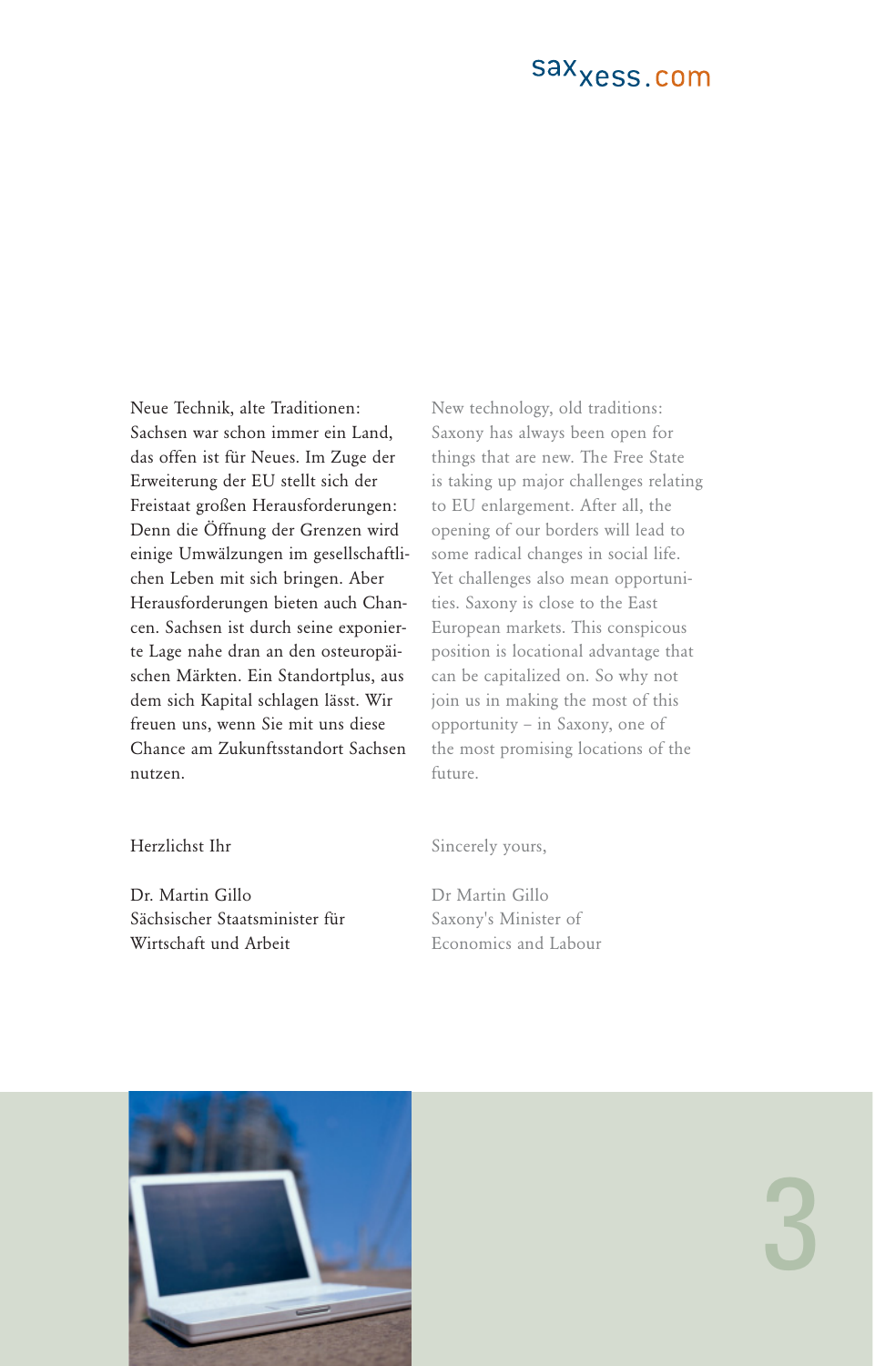Neue Technik, alte Traditionen: Sachsen war schon immer ein Land, das offen ist für Neues. Im Zuge der Erweiterung der EU stellt sich der Freistaat großen Herausforderungen: Denn die Öffnung der Grenzen wird einige Umwälzungen im gesellschaftlichen Leben mit sich bringen. Aber Herausforderungen bieten auch Chancen. Sachsen ist durch seine exponierte Lage nahe dran an den osteuropäischen Märkten. Ein Standortplus, aus dem sich Kapital schlagen lässt. Wir freuen uns, wenn Sie mit uns diese Chance am Zukunftsstandort Sachsen nutzen.

Herzlichst Ihr

Dr. Martin Gillo
Sächsischer Staatsminister für
Wirtschaft und Arbeit

New technology, old traditions: Saxony has always been open for things that are new. The Free State is taking up major challenges relating to EU enlargement. After all, the opening of our borders will lead to some radical changes in social life. Yet challenges also mean opportunities. Saxony is close to the East European markets. This conspicous position is locational advantage that can be capitalized on. So why not join us in making the most of this opportunity – in Saxony, one of the most promising locations of the future.

Sincerely yours,

Dr Martin Gillo
Saxony's Minister of
Economics and Labour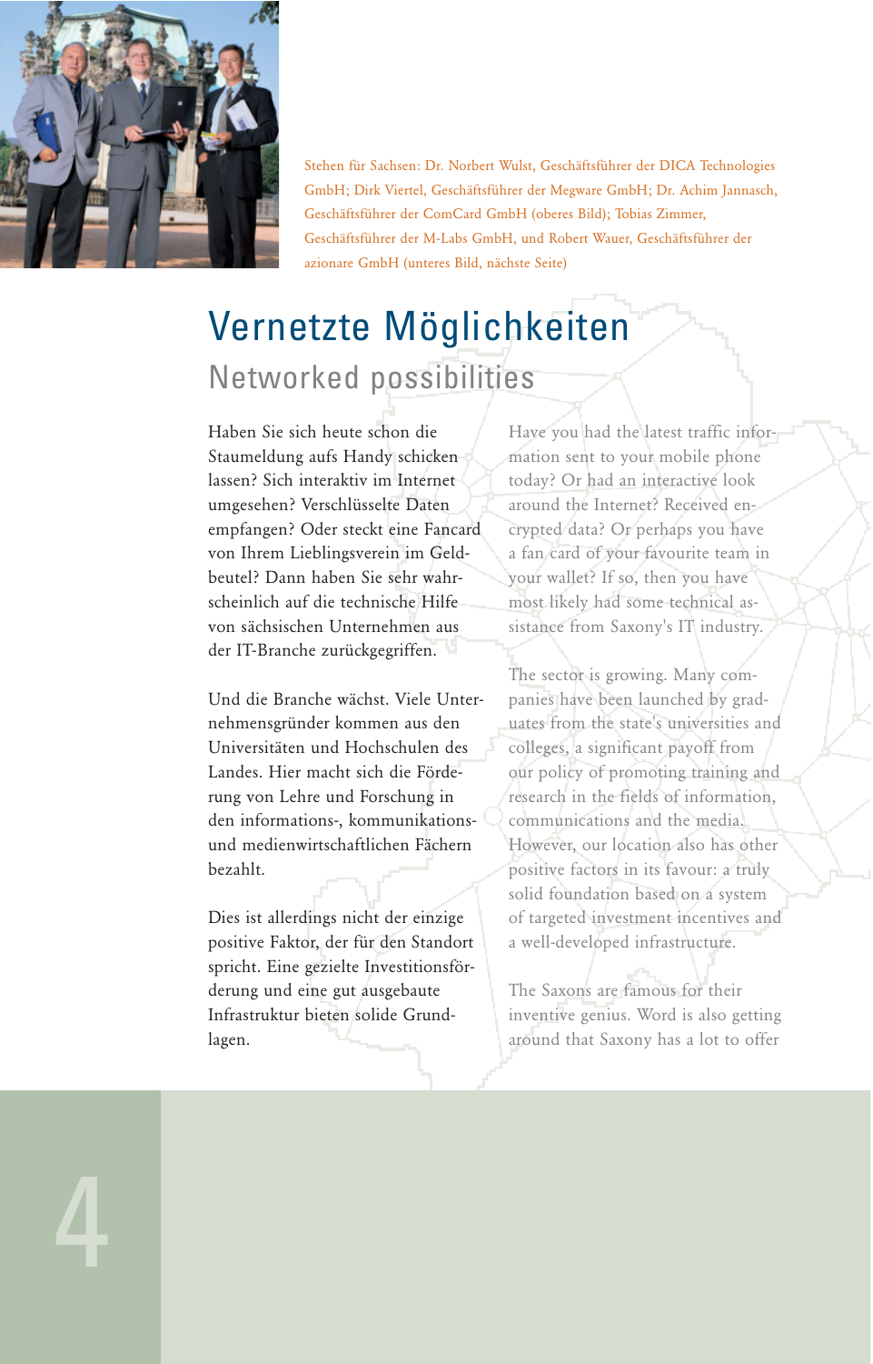Stehen für Sachsen: Dr. Norbert Wulst, Geschäftsführer der DICA Technologies GmbH; Dirk Viertel, Geschäftsführer der Megware GmbH; Dr. Achim Jannasch, Geschäftsführer der ComCard GmbH (oberes Bild); Tobias Zimmer, Geschäftsführer der M-Labs GmbH, und Robert Wauer, Geschäftsführer der azionare GmbH (unteres Bild, nächste Seite)

# Vernetzte Möglichkeiten

## Networked possibilities

Haben Sie sich heute schon die Staumeldung aufs Handy schicken lassen? Sich interaktiv im Internet umgesehen? Verschlüsselte Daten empfangen? Oder steckt eine Fancard von Ihrem Lieblingsverein im Geldbeutel? Dann haben Sie sehr wahrscheinlich auf die technische Hilfe von sächsischen Unternehmen aus der IT-Branche zurückgegriffen.

Und die Branche wächst. Viele Unternehmensgründer kommen aus den Universitäten und Hochschulen des Landes. Hier macht sich die Förderung von Lehre und Forschung in den informations-, kommunikations- und medienwirtschaftlichen Fächern bezahlt.

Dies ist allerdings nicht der einzige positive Faktor, der für den Standort spricht. Eine gezielte Investitionsförderung und eine gut ausgebaute Infrastruktur bieten solide Grundlagen.

Have you had the latest traffic information sent to your mobile phone today? Or had an interactive look around the Internet? Received encrypted data? Or perhaps you have a fan card of your favourite team in your wallet? If so, then you have most likely had some technical assistance from Saxony's IT industry.

The sector is growing. Many companies have been launched by graduates from the state's universities and colleges, a significant payoff from our policy of promoting training and research in the fields of information, communications and the media. However, our location also has other positive factors in its favour: a truly solid foundation based on a system of targeted investment incentives and a well-developed infrastructure.

The Saxons are famous for their inventive genius. Word is also getting around that Saxony has a lot to offer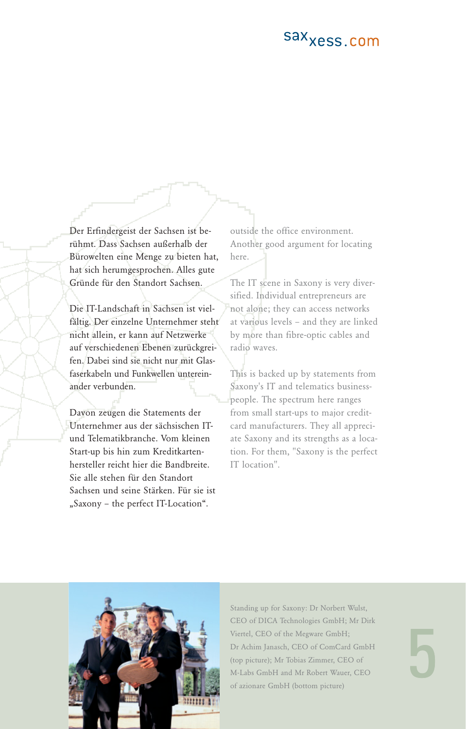Der Erfindergeist der Sachsen ist berühmt. Dass Sachsen außerhalb der Bürowelten eine Menge zu bieten hat, hat sich herumgesprochen. Alles gute Gründe für den Standort Sachsen.

Die IT-Landschaft in Sachsen ist vielfältig. Der einzelne Unternehmer steht nicht allein, er kann auf Netzwerke auf verschiedenen Ebenen zurückgreifen. Dabei sind sie nicht nur mit Glasfaserkabeln und Funkwellen untereinander verbunden.

Davon zeugen die Statements der Unternehmer aus der sächsischen IT- und Telematikbranche. Vom kleinen Start-up bis hin zum Kreditkartenhersteller reicht hier die Bandbreite. Sie alle stehen für den Standort Sachsen und seine Stärken. Für sie ist „Saxony – the perfect IT-Location".

outside the office environment. Another good argument for locating here.

The IT scene in Saxony is very diversified. Individual entrepreneurs are not alone; they can access networks at various levels – and they are linked by more than fibre-optic cables and radio waves.

This is backed up by statements from Saxony's IT and telematics business-people. The spectrum here ranges from small start-ups to major credit-card manufacturers. They all appreciate Saxony and its strengths as a location. For them, "Saxony is the perfect IT location".

Standing up for Saxony: Dr Norbert Wulst, CEO of DICA Technologies GmbH; Mr Dirk Viertel, CEO of the Megware GmbH; Dr Achim Janasch, CEO of ComCard GmbH (top picture); Mr Tobias Zimmer, CEO of M-Labs GmbH and Mr Robert Wauer, CEO of azionare GmbH (bottom picture)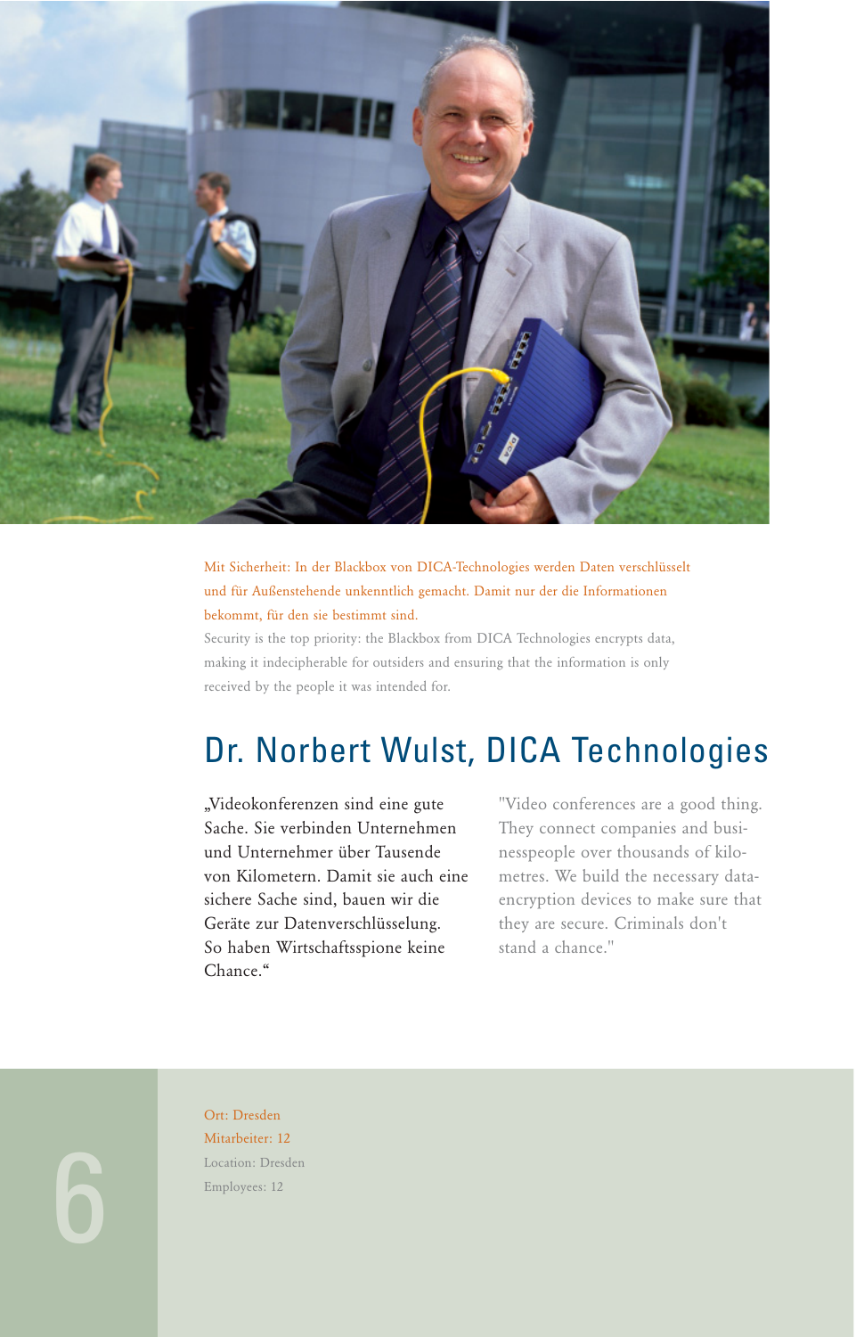Mit Sicherheit: In der Blackbox von DICA-Technologies werden Daten verschlüsselt und für Außenstehende unkenntlich gemacht. Damit nur der die Informationen bekommt, für den sie bestimmt sind.

Security is the top priority: the Blackbox from DICA Technologies encrypts data, making it indecipherable for outsiders and ensuring that the information is only received by the people it was intended for.

## Dr. Norbert Wulst, DICA Technologies

„Videokonferenzen sind eine gute Sache. Sie verbinden Unternehmen und Unternehmer über Tausende von Kilometern. Damit sie auch eine sichere Sache sind, bauen wir die Geräte zur Datenverschlüsselung. So haben Wirtschaftsspione keine Chance."

"Video conferences are a good thing. They connect companies and businesspeople over thousands of kilometres. We build the necessary data-encryption devices to make sure that they are secure. Criminals don't stand a chance."

Ort: Dresden
Mitarbeiter: 12

Location: Dresden
Employees: 12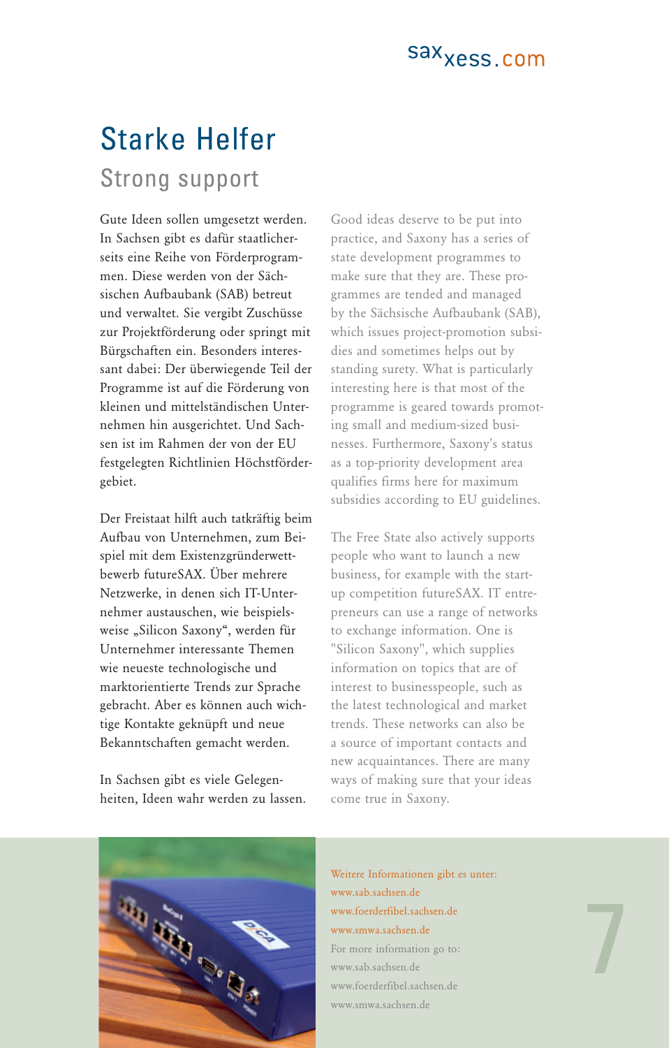# Starke Helfer

## Strong support

Gute Ideen sollen umgesetzt werden. In Sachsen gibt es dafür staatlicherseits eine Reihe von Förderprogrammen. Diese werden von der Sächsischen Aufbaubank (SAB) betreut und verwaltet. Sie vergibt Zuschüsse zur Projektförderung oder springt mit Bürgschaften ein. Besonders interessant dabei: Der überwiegende Teil der Programme ist auf die Förderung von kleinen und mittelständischen Unternehmen hin ausgerichtet. Und Sachsen ist im Rahmen der von der EU festgelegten Richtlinien Höchstfördergebiet.

Der Freistaat hilft auch tatkräftig beim Aufbau von Unternehmen, zum Beispiel mit dem Existenzgründerwettbewerb futureSAX. Über mehrere Netzwerke, in denen sich IT-Unternehmer austauschen, wie beispielsweise „Silicon Saxony", werden für Unternehmer interessante Themen wie neueste technologische und marktorientierte Trends zur Sprache gebracht. Aber es können auch wichtige Kontakte geknüpft und neue Bekanntschaften gemacht werden.

In Sachsen gibt es viele Gelegenheiten, Ideen wahr werden zu lassen.

Good ideas deserve to be put into practice, and Saxony has a series of state development programmes to make sure that they are. These programmes are tended and managed by the Sächsische Aufbaubank (SAB), which issues project-promotion subsidies and sometimes helps out by standing surety. What is particularly interesting here is that most of the programme is geared towards promoting small and medium-sized businesses. Furthermore, Saxony's status as a top-priority development area qualifies firms here for maximum subsidies according to EU guidelines.

The Free State also actively supports people who want to launch a new business, for example with the start-up competition futureSAX. IT entrepreneurs can use a range of networks to exchange information. One is "Silicon Saxony", which supplies information on topics that are of interest to businesspeople, such as the latest technological and market trends. These networks can also be a source of important contacts and new acquaintances. There are many ways of making sure that your ideas come true in Saxony.

Weitere Informationen gibt es unter:
www.sab.sachsen.de
www.foerderfibel.sachsen.de
www.smwa.sachsen.de

For more information go to:
www.sab.sachsen.de
www.foerderfibel.sachsen.de
www.smwa.sachsen.de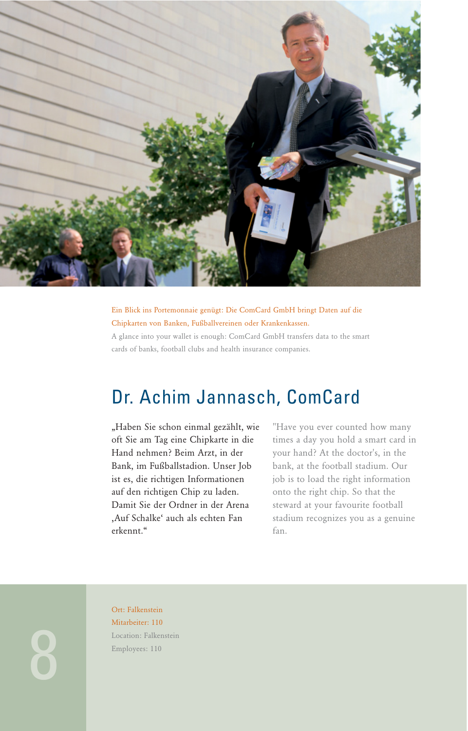Ein Blick ins Portemonnaie genügt: Die ComCard GmbH bringt Daten auf die Chipkarten von Banken, Fußballvereinen oder Krankenkassen.

A glance into your wallet is enough: ComCard GmbH transfers data to the smart cards of banks, football clubs and health insurance companies.

## Dr. Achim Jannasch, ComCard

„Haben Sie schon einmal gezählt, wie oft Sie am Tag eine Chipkarte in die Hand nehmen? Beim Arzt, in der Bank, im Fußballstadion. Unser Job ist es, die richtigen Informationen auf den richtigen Chip zu laden. Damit Sie der Ordner in der Arena ‚Auf Schalke' auch als echten Fan erkennt."

"Have you ever counted how many times a day you hold a smart card in your hand? At the doctor's, in the bank, at the football stadium. Our job is to load the right information onto the right chip. So that the steward at your favourite football stadium recognizes you as a genuine fan.

Ort: Falkenstein
Mitarbeiter: 110

Location: Falkenstein
Employees: 110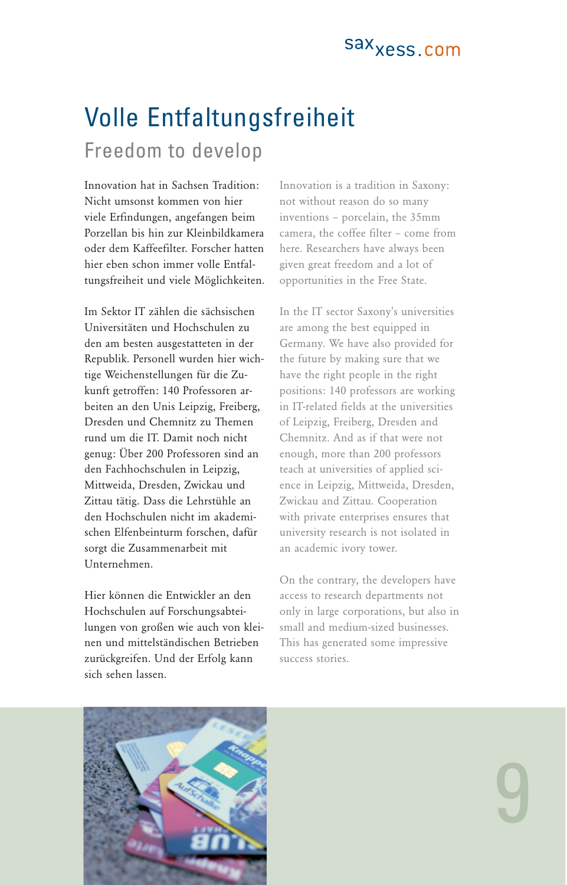# Volle Entfaltungsfreiheit

## Freedom to develop

Innovation hat in Sachsen Tradition: Nicht umsonst kommen von hier viele Erfindungen, angefangen beim Porzellan bis hin zur Kleinbildkamera oder dem Kaffeefilter. Forscher hatten hier eben schon immer volle Entfaltungsfreiheit und viele Möglichkeiten.

Im Sektor IT zählen die sächsischen Universitäten und Hochschulen zu den am besten ausgestatteten in der Republik. Personell wurden hier wichtige Weichenstellungen für die Zukunft getroffen: 140 Professoren arbeiten an den Unis Leipzig, Freiberg, Dresden und Chemnitz zu Themen rund um die IT. Damit noch nicht genug: Über 200 Professoren sind an den Fachhochschulen in Leipzig, Mittweida, Dresden, Zwickau und Zittau tätig. Dass die Lehrstühle an den Hochschulen nicht im akademischen Elfenbeinturm forschen, dafür sorgt die Zusammenarbeit mit Unternehmen.

Hier können die Entwickler an den Hochschulen auf Forschungsabteilungen von großen wie auch von kleinen und mittelständischen Betrieben zurückgreifen. Und der Erfolg kann sich sehen lassen.

Innovation is a tradition in Saxony: not without reason do so many inventions – porcelain, the 35mm camera, the coffee filter – come from here. Researchers have always been given great freedom and a lot of opportunities in the Free State.

In the IT sector Saxony's universities are among the best equipped in Germany. We have also provided for the future by making sure that we have the right people in the right positions: 140 professors are working in IT-related fields at the universities of Leipzig, Freiberg, Dresden and Chemnitz. And as if that were not enough, more than 200 professors teach at universities of applied science in Leipzig, Mittweida, Dresden, Zwickau and Zittau. Cooperation with private enterprises ensures that university research is not isolated in an academic ivory tower.

On the contrary, the developers have access to research departments not only in large corporations, but also in small and medium-sized businesses. This has generated some impressive success stories.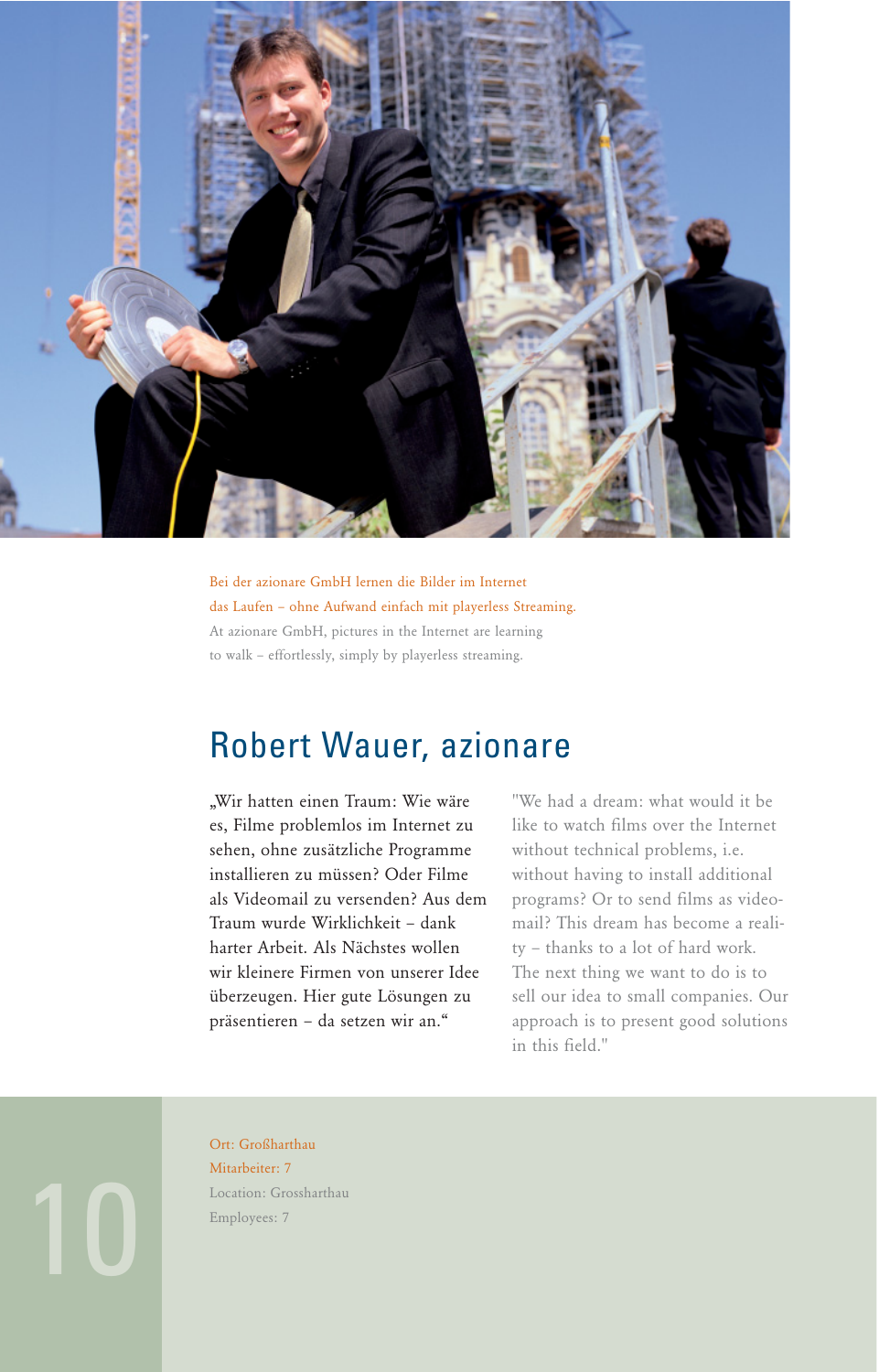Bei der azionare GmbH lernen die Bilder im Internet das Laufen – ohne Aufwand einfach mit playerless Streaming.

At azionare GmbH, pictures in the Internet are learning to walk – effortlessly, simply by playerless streaming.

## Robert Wauer, azionare

„Wir hatten einen Traum: Wie wäre es, Filme problemlos im Internet zu sehen, ohne zusätzliche Programme installieren zu müssen? Oder Filme als Videomail zu versenden? Aus dem Traum wurde Wirklichkeit – dank harter Arbeit. Als Nächstes wollen wir kleinere Firmen von unserer Idee überzeugen. Hier gute Lösungen zu präsentieren – da setzen wir an."

"We had a dream: what would it be like to watch films over the Internet without technical problems, i.e. without having to install additional programs? Or to send films as video-mail? This dream has become a reality – thanks to a lot of hard work. The next thing we want to do is to sell our idea to small companies. Our approach is to present good solutions in this field."

Ort: Großharthau
Mitarbeiter: 7

Location: Grossharthau
Employees: 7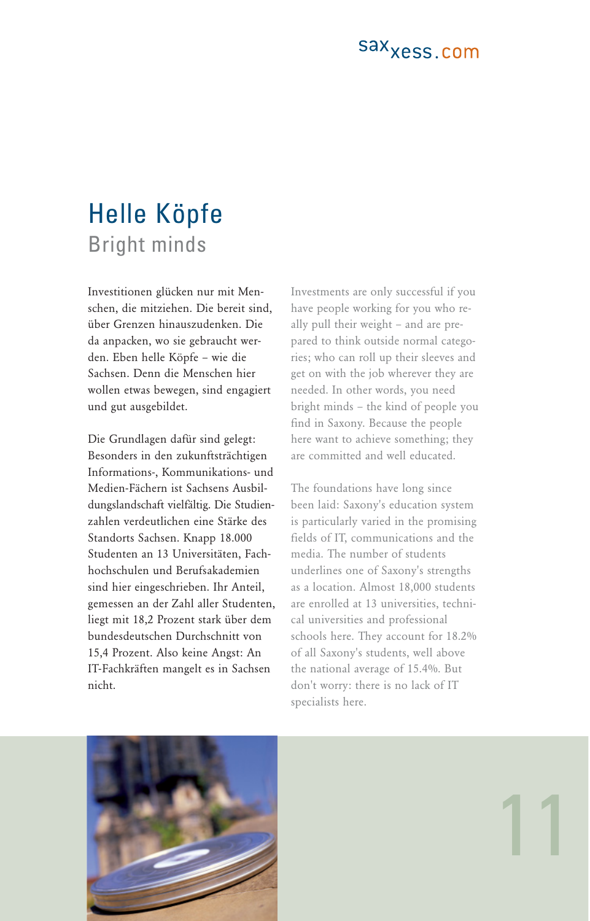# Helle Köpfe

## Bright minds

Investitionen glücken nur mit Menschen, die mitziehen. Die bereit sind, über Grenzen hinauszudenken. Die da anpacken, wo sie gebraucht werden. Eben helle Köpfe – wie die Sachsen. Denn die Menschen hier wollen etwas bewegen, sind engagiert und gut ausgebildet.

Die Grundlagen dafür sind gelegt: Besonders in den zukunftsträchtigen Informations-, Kommunikations- und Medien-Fächern ist Sachsens Ausbildungslandschaft vielfältig. Die Studienzahlen verdeutlichen eine Stärke des Standorts Sachsen. Knapp 18.000 Studenten an 13 Universitäten, Fachhochschulen und Berufsakademien sind hier eingeschrieben. Ihr Anteil, gemessen an der Zahl aller Studenten, liegt mit 18,2 Prozent stark über dem bundesdeutschen Durchschnitt von 15,4 Prozent. Also keine Angst: An IT-Fachkräften mangelt es in Sachsen nicht.

Investments are only successful if you have people working for you who really pull their weight – and are prepared to think outside normal categories; who can roll up their sleeves and get on with the job wherever they are needed. In other words, you need bright minds – the kind of people you find in Saxony. Because the people here want to achieve something; they are committed and well educated.

The foundations have long since been laid: Saxony's education system is particularly varied in the promising fields of IT, communications and the media. The number of students underlines one of Saxony's strengths as a location. Almost 18,000 students are enrolled at 13 universities, technical universities and professional schools here. They account for 18.2% of all Saxony's students, well above the national average of 15.4%. But don't worry: there is no lack of IT specialists here.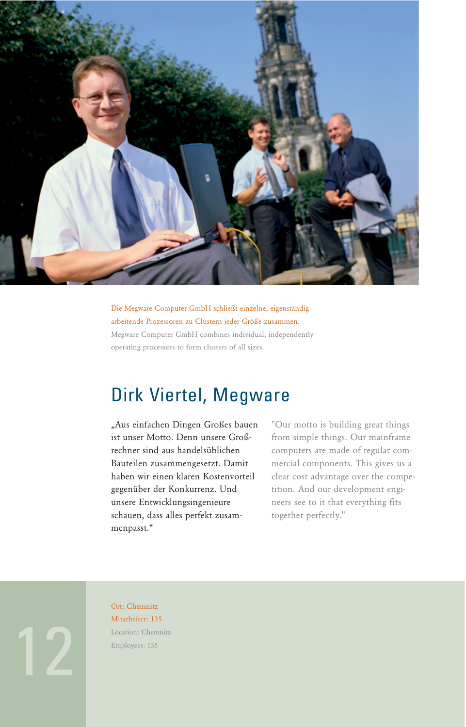Die Megware Computer GmbH schließt einzelne, eigenständig arbeitende Prozessoren zu Clustern jeder Größe zusammen.

Megware Computer GmbH combines individual, independently operating processors to form clusters of all sizes.

## Dirk Viertel, Megware

„Aus einfachen Dingen Großes bauen ist unser Motto. Denn unsere Großrechner sind aus handelsüblichen Bauteilen zusammengesetzt. Damit haben wir einen klaren Kostenvorteil gegenüber der Konkurrenz. Und unsere Entwicklungsingenieure schauen, dass alles perfekt zusammenpasst.“

"Our motto is building great things from simple things. Our mainframe computers are made of regular commercial components. This gives us a clear cost advantage over the competition. And our development engineers see to it that everything fits together perfectly."

Ort: Chemnitz
Mitarbeiter: 135

Location: Chemnitz
Employees: 135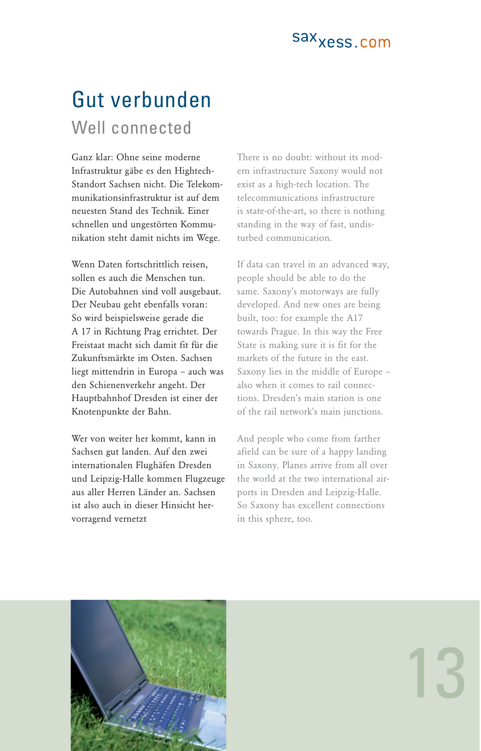# Gut verbunden

## Well connected

Ganz klar: Ohne seine moderne Infrastruktur gäbe es den Hightech-Standort Sachsen nicht. Die Telekommunikationsinfrastruktur ist auf dem neuesten Stand des Technik. Einer schnellen und ungestörten Kommunikation steht damit nichts im Wege.

Wenn Daten fortschrittlich reisen, sollen es auch die Menschen tun. Die Autobahnen sind voll ausgebaut. Der Neubau geht ebenfalls voran: So wird beispielsweise gerade die A 17 in Richtung Prag errichtet. Der Freistaat macht sich damit fit für die Zukunftsmärkte im Osten. Sachsen liegt mittendrin in Europa – auch was den Schienenverkehr angeht. Der Hauptbahnhof Dresden ist einer der Knotenpunkte der Bahn.

Wer von weiter her kommt, kann in Sachsen gut landen. Auf den zwei internationalen Flughäfen Dresden und Leipzig-Halle kommen Flugzeuge aus aller Herren Länder an. Sachsen ist also auch in dieser Hinsicht hervorragend vernetzt

There is no doubt: without its modern infrastructure Saxony would not exist as a high-tech location. The telecommunications infrastructure is state-of-the-art, so there is nothing standing in the way of fast, undisturbed communication.

If data can travel in an advanced way, people should be able to do the same. Saxony's motorways are fully developed. And new ones are being built, too: for example the A17 towards Prague. In this way the Free State is making sure it is fit for the markets of the future in the east. Saxony lies in the middle of Europe – also when it comes to rail connections. Dresden's main station is one of the rail network's main junctions.

And people who come from farther afield can be sure of a happy landing in Saxony. Planes arrive from all over the world at the two international airports in Dresden and Leipzig-Halle. So Saxony has excellent connections in this sphere, too.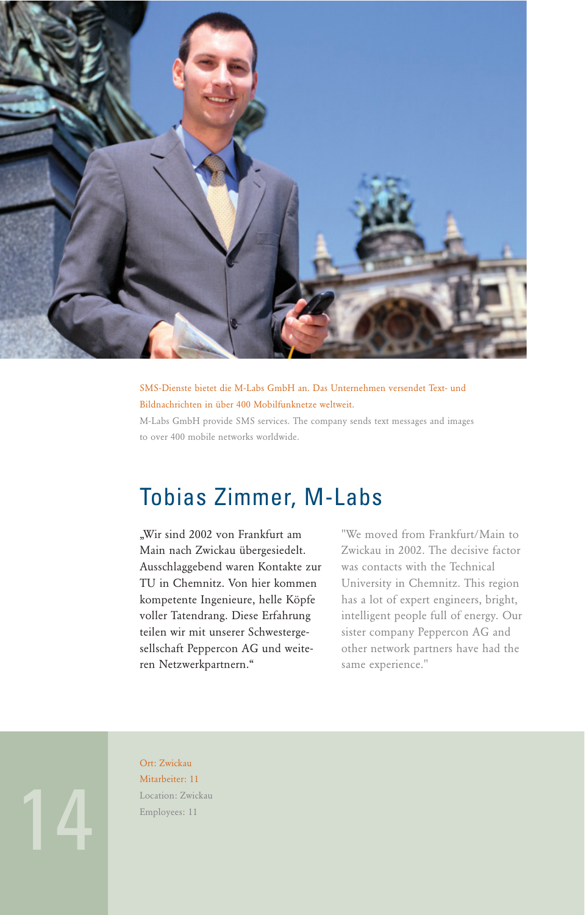SMS-Dienste bietet die M-Labs GmbH an. Das Unternehmen versendet Text- und Bildnachrichten in über 400 Mobilfunknetze weltweit.

M-Labs GmbH provide SMS services. The company sends text messages and images to over 400 mobile networks worldwide.

## Tobias Zimmer, M-Labs

„Wir sind 2002 von Frankfurt am Main nach Zwickau übergesiedelt. Ausschlaggebend waren Kontakte zur TU in Chemnitz. Von hier kommen kompetente Ingenieure, helle Köpfe voller Tatendrang. Diese Erfahrung teilen wir mit unserer Schwestergesellschaft Peppercon AG und weiteren Netzwerkpartnern."

"We moved from Frankfurt/Main to Zwickau in 2002. The decisive factor was contacts with the Technical University in Chemnitz. This region has a lot of expert engineers, bright, intelligent people full of energy. Our sister company Peppercon AG and other network partners have had the same experience."

Ort: Zwickau
Mitarbeiter: 11

Location: Zwickau
Employees: 11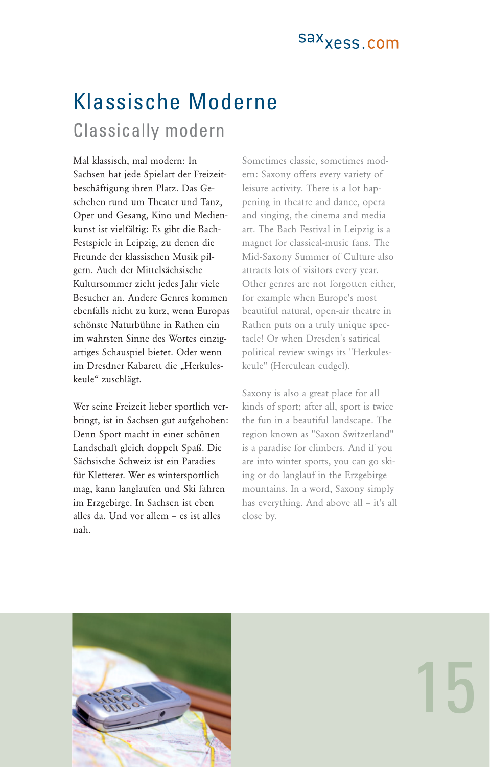# Klassische Moderne

## Classically modern

Mal klassisch, mal modern: In Sachsen hat jede Spielart der Freizeitbeschäftigung ihren Platz. Das Geschehen rund um Theater und Tanz, Oper und Gesang, Kino und Medienkunst ist vielfältig: Es gibt die Bach-Festspiele in Leipzig, zu denen die Freunde der klassischen Musik pilgern. Auch der Mittelsächsische Kultursommer zieht jedes Jahr viele Besucher an. Andere Genres kommen ebenfalls nicht zu kurz, wenn Europas schönste Naturbühne in Rathen ein im wahrsten Sinne des Wortes einzigartiges Schauspiel bietet. Oder wenn im Dresdner Kabarett die „Herkuleskeule" zuschlägt.

Wer seine Freizeit lieber sportlich verbringt, ist in Sachsen gut aufgehoben: Denn Sport macht in einer schönen Landschaft gleich doppelt Spaß. Die Sächsische Schweiz ist ein Paradies für Kletterer. Wer es wintersportlich mag, kann langlaufen und Ski fahren im Erzgebirge. In Sachsen ist eben alles da. Und vor allem – es ist alles nah.

Sometimes classic, sometimes modern: Saxony offers every variety of leisure activity. There is a lot happening in theatre and dance, opera and singing, the cinema and media art. The Bach Festival in Leipzig is a magnet for classical-music fans. The Mid-Saxony Summer of Culture also attracts lots of visitors every year. Other genres are not forgotten either, for example when Europe's most beautiful natural, open-air theatre in Rathen puts on a truly unique spectacle! Or when Dresden's satirical political review swings its "Herkuleskeule" (Herculean cudgel).

Saxony is also a great place for all kinds of sport; after all, sport is twice the fun in a beautiful landscape. The region known as "Saxon Switzerland" is a paradise for climbers. And if you are into winter sports, you can go skiing or do langlauf in the Erzgebirge mountains. In a word, Saxony simply has everything. And above all – it's all close by.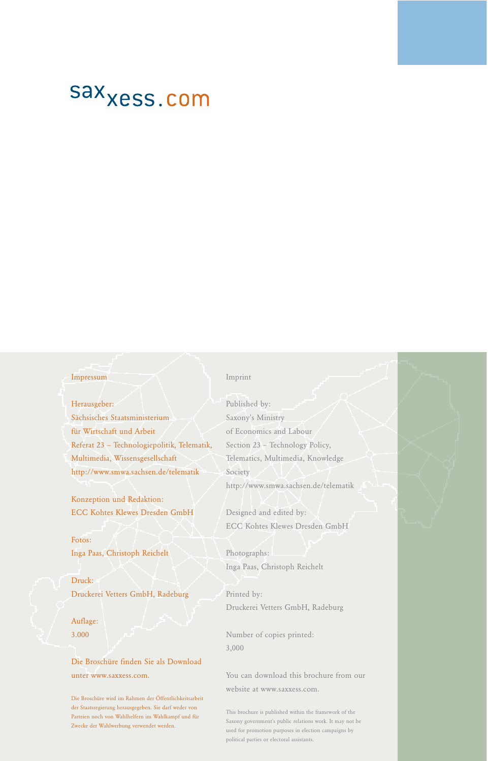saxxess.com

Impressum

Herausgeber:
Sächsisches Staatsministerium
für Wirtschaft und Arbeit
Referat 23 – Technologiepolitik, Telematik,
Multimedia, Wissensgesellschaft
http://www.smwa.sachsen.de/telematik

Konzeption und Redaktion:
ECC Kohtes Klewes Dresden GmbH

Fotos:
Inga Paas, Christoph Reichelt

Druck:
Druckerei Vetters GmbH, Radeburg

Auflage:
3.000

Die Broschüre finden Sie als Download
unter www.saxxess.com.

Die Broschüre wird im Rahmen der Öffentlichkeitsarbeit der Staatsregierung herausgegeben. Sie darf weder von Parteien noch von Wahlhelfern im Wahlkampf und für Zwecke der Wahlwerbung verwendet werden.

Imprint

Published by:
Saxony's Ministry
of Economics and Labour
Section 23 – Technology Policy,
Telematics, Multimedia, Knowledge
Society
http://www.smwa.sachsen.de/telematik

Designed and edited by:
ECC Kohtes Klewes Dresden GmbH

Photographs:
Inga Paas, Christoph Reichelt

Printed by:
Druckerei Vetters GmbH, Radeburg

Number of copies printed:
3,000

You can download this brochure from our
website at www.saxxess.com.

This brochure is published within the framework of the Saxony government's public relations work. It may not be used for promotion purposes in election campaigns by political parties or electoral assistants.